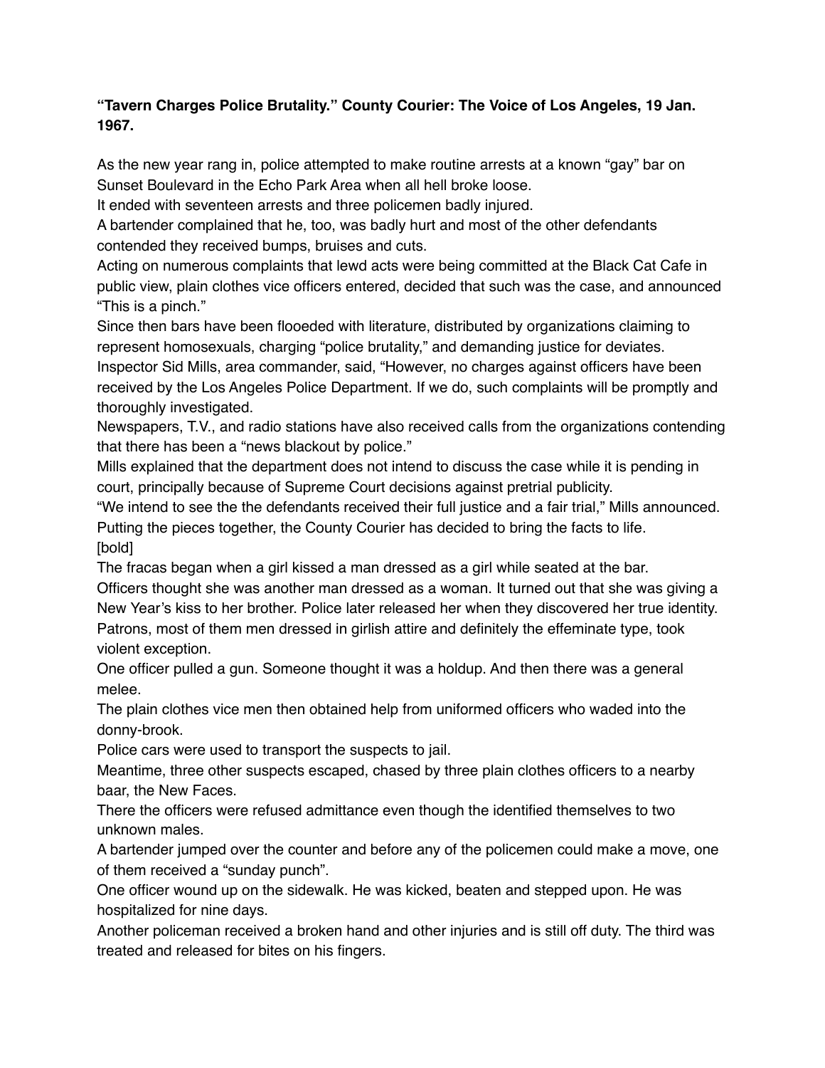**“Tavern Charges Police Brutality.” County Courier: The Voice of Los Angeles, 19 Jan. 1967.**

As the new year rang in, police attempted to make routine arrests at a known “gay” bar on Sunset Boulevard in the Echo Park Area when all hell broke loose.

It ended with seventeen arrests and three policemen badly injured.

A bartender complained that he, too, was badly hurt and most of the other defendants contended they received bumps, bruises and cuts.

Acting on numerous complaints that lewd acts were being committed at the Black Cat Cafe in public view, plain clothes vice officers entered, decided that such was the case, and announced “This is a pinch.”

Since then bars have been flooeded with literature, distributed by organizations claiming to represent homosexuals, charging “police brutality,” and demanding justice for deviates.

Inspector Sid Mills, area commander, said, “However, no charges against officers have been received by the Los Angeles Police Department. If we do, such complaints will be promptly and thoroughly investigated.

Newspapers, T.V., and radio stations have also received calls from the organizations contending that there has been a “news blackout by police.”

Mills explained that the department does not intend to discuss the case while it is pending in court, principally because of Supreme Court decisions against pretrial publicity.

“We intend to see the the defendants received their full justice and a fair trial,” Mills announced.

Putting the pieces together, the County Courier has decided to bring the facts to life.

[bold]

The fracas began when a girl kissed a man dressed as a girl while seated at the bar.

Officers thought she was another man dressed as a woman. It turned out that she was giving a New Year’s kiss to her brother. Police later released her when they discovered her true identity.

Patrons, most of them men dressed in girlish attire and definitely the effeminate type, took violent exception.

One officer pulled a gun. Someone thought it was a holdup. And then there was a general melee.

The plain clothes vice men then obtained help from uniformed officers who waded into the donny-brook.

Police cars were used to transport the suspects to jail.

Meantime, three other suspects escaped, chased by three plain clothes officers to a nearby baar, the New Faces.

There the officers were refused admittance even though the identified themselves to two unknown males.

A bartender jumped over the counter and before any of the policemen could make a move, one of them received a “sunday punch”.

One officer wound up on the sidewalk. He was kicked, beaten and stepped upon. He was hospitalized for nine days.

Another policeman received a broken hand and other injuries and is still off duty. The third was treated and released for bites on his fingers.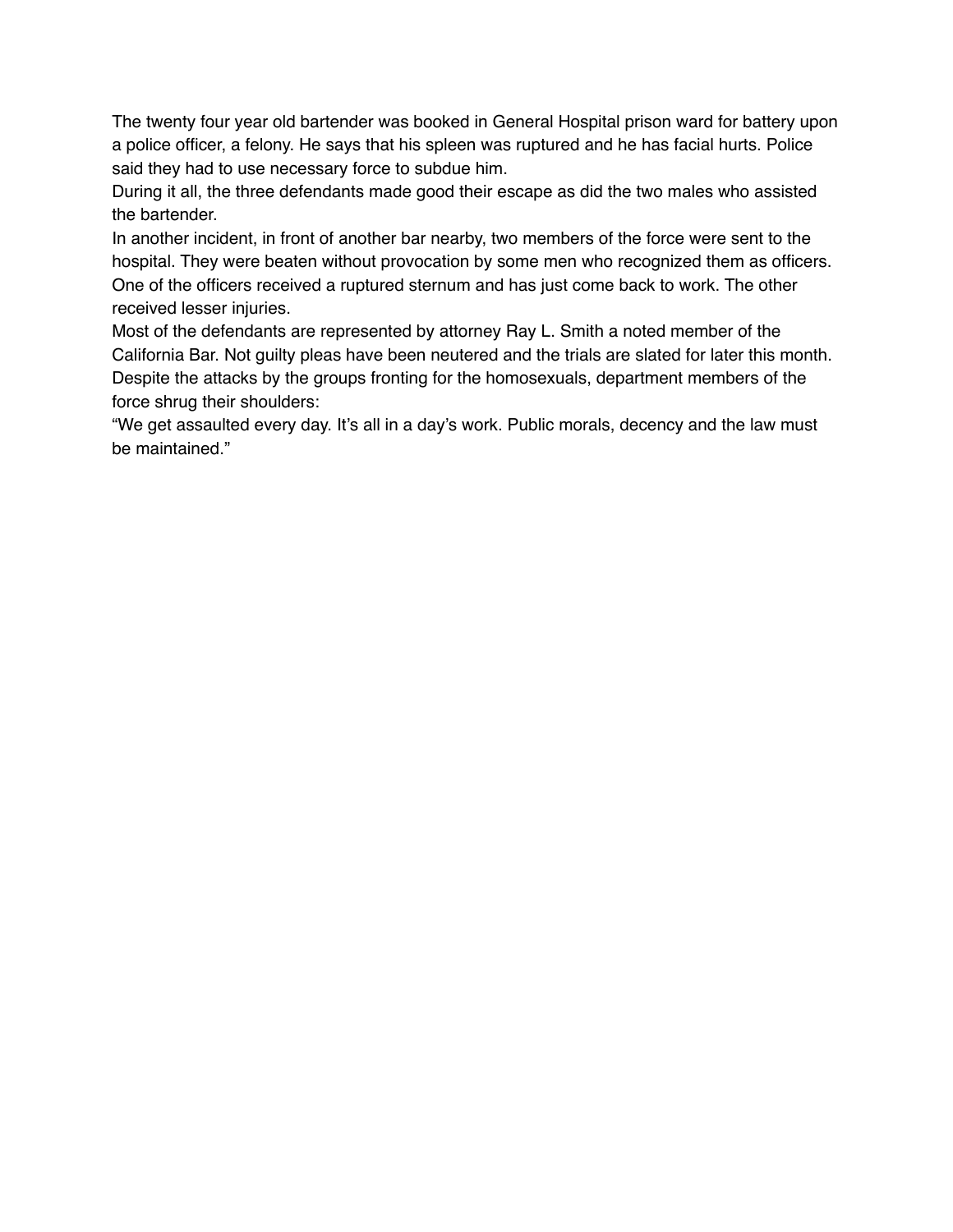The twenty four year old bartender was booked in General Hospital prison ward for battery upon a police officer, a felony. He says that his spleen was ruptured and he has facial hurts. Police said they had to use necessary force to subdue him.

During it all, the three defendants made good their escape as did the two males who assisted the bartender.

In another incident, in front of another bar nearby, two members of the force were sent to the hospital. They were beaten without provocation by some men who recognized them as officers. One of the officers received a ruptured sternum and has just come back to work. The other received lesser injuries.

Most of the defendants are represented by attorney Ray L. Smith a noted member of the California Bar. Not guilty pleas have been neutered and the trials are slated for later this month.

Despite the attacks by the groups fronting for the homosexuals, department members of the force shrug their shoulders:

“We get assaulted every day. It’s all in a day’s work. Public morals, decency and the law must be maintained.”